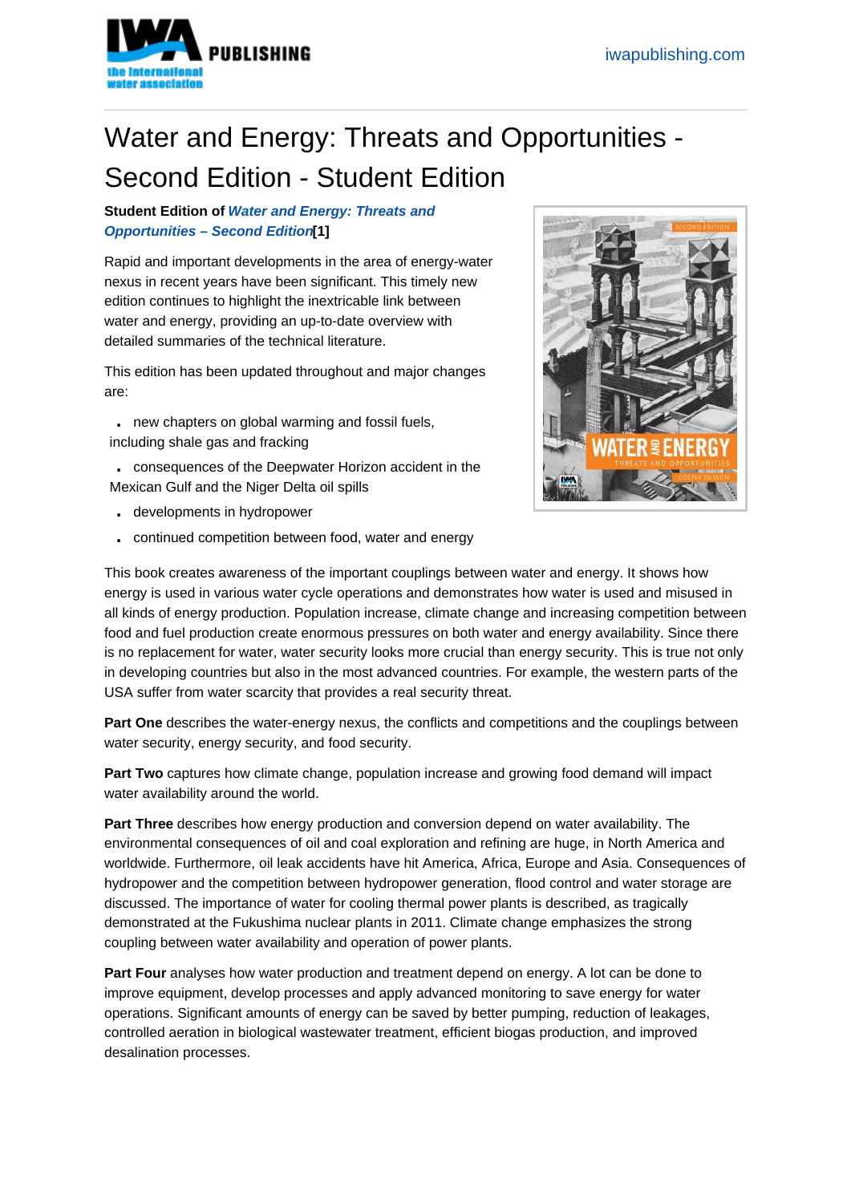# Water and Energy: Threats and Opportunities - Second Edition - Student Edition

**Student Edition of *Water and Energy: Threats and Opportunities – Second Edition*[1]**

Rapid and important developments in the area of energy-water nexus in recent years have been significant. This timely new edition continues to highlight the inextricable link between water and energy, providing an up-to-date overview with detailed summaries of the technical literature.

This edition has been updated throughout and major changes are:

- new chapters on global warming and fossil fuels, including shale gas and fracking
- consequences of the Deepwater Horizon accident in the Mexican Gulf and the Niger Delta oil spills
- developments in hydropower
- continued competition between food, water and energy

This book creates awareness of the important couplings between water and energy. It shows how energy is used in various water cycle operations and demonstrates how water is used and misused in all kinds of energy production. Population increase, climate change and increasing competition between food and fuel production create enormous pressures on both water and energy availability. Since there is no replacement for water, water security looks more crucial than energy security. This is true not only in developing countries but also in the most advanced countries. For example, the western parts of the USA suffer from water scarcity that provides a real security threat.

**Part One** describes the water-energy nexus, the conflicts and competitions and the couplings between water security, energy security, and food security.

**Part Two** captures how climate change, population increase and growing food demand will impact water availability around the world.

**Part Three** describes how energy production and conversion depend on water availability. The environmental consequences of oil and coal exploration and refining are huge, in North America and worldwide. Furthermore, oil leak accidents have hit America, Africa, Europe and Asia. Consequences of hydropower and the competition between hydropower generation, flood control and water storage are discussed. The importance of water for cooling thermal power plants is described, as tragically demonstrated at the Fukushima nuclear plants in 2011. Climate change emphasizes the strong coupling between water availability and operation of power plants.

**Part Four** analyses how water production and treatment depend on energy. A lot can be done to improve equipment, develop processes and apply advanced monitoring to save energy for water operations. Significant amounts of energy can be saved by better pumping, reduction of leakages, controlled aeration in biological wastewater treatment, efficient biogas production, and improved desalination processes.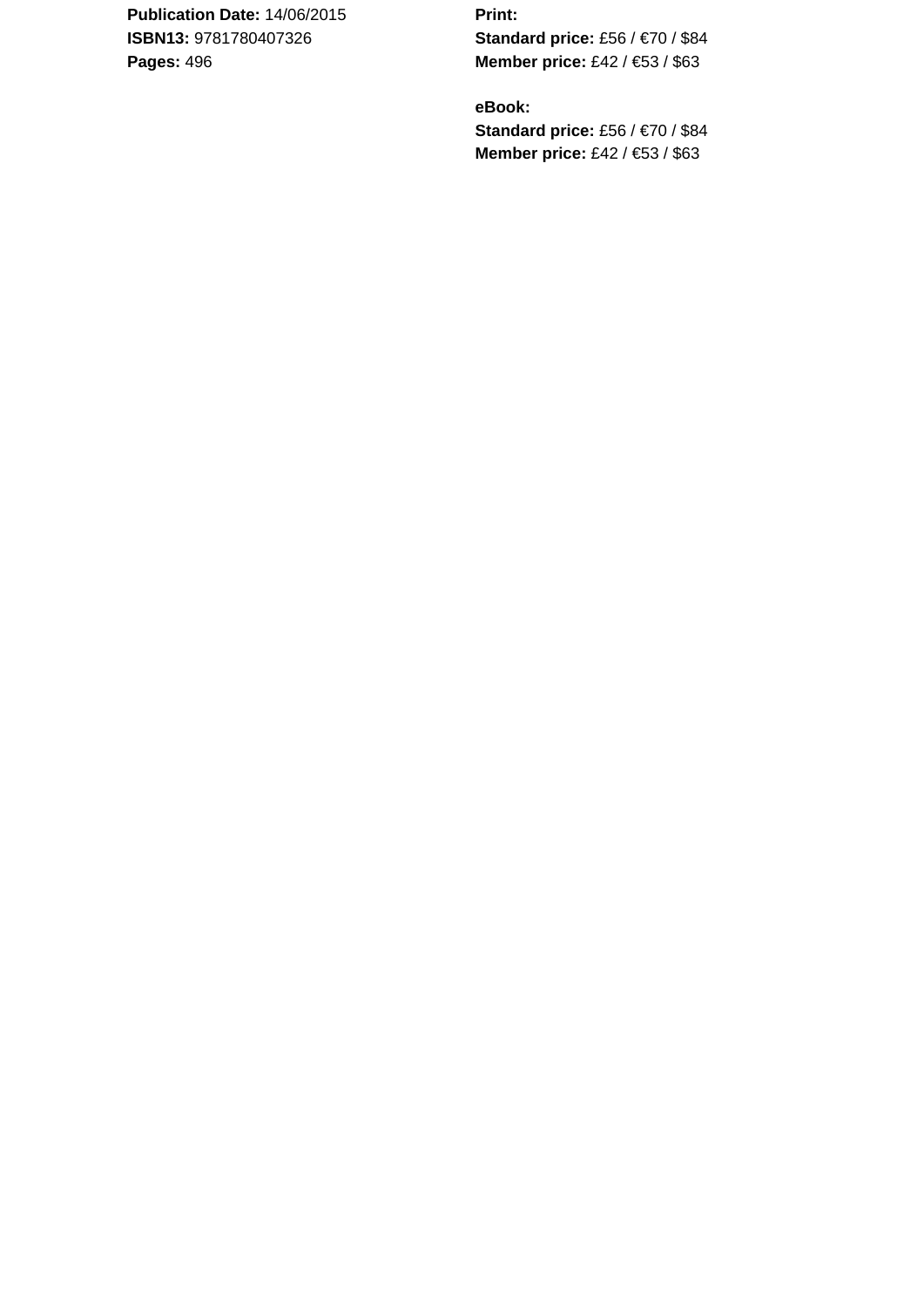**Publication Date:** 14/06/2015
**ISBN13:** 9781780407326
**Pages:** 496

**Print:**
**Standard price:** £56 / €70 / $84
**Member price:** £42 / €53 / $63

**eBook:**
**Standard price:** £56 / €70 / $84
**Member price:** £42 / €53 / $63